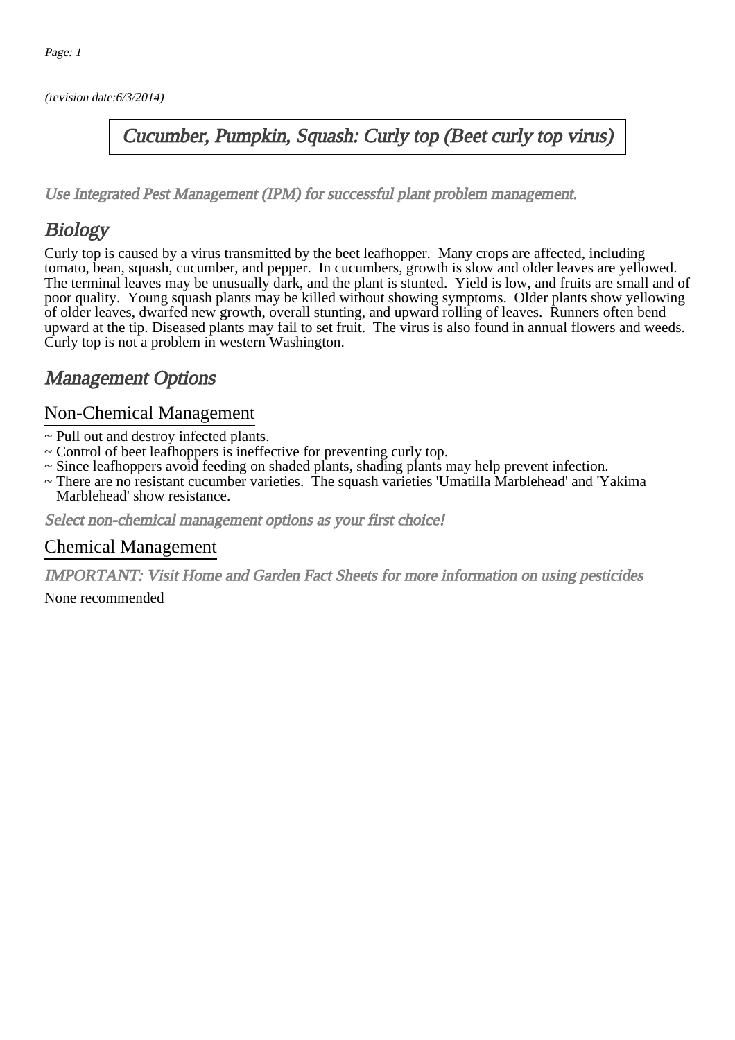(revision date:6/3/2014)

# Cucumber, Pumpkin, Squash: Curly top (Beet curly top virus)

*Use Integrated Pest Management (IPM) for successful plant problem management.*

## Biology

Curly top is caused by a virus transmitted by the beet leafhopper. Many crops are affected, including tomato, bean, squash, cucumber, and pepper. In cucumbers, growth is slow and older leaves are yellowed. The terminal leaves may be unusually dark, and the plant is stunted. Yield is low, and fruits are small and of poor quality. Young squash plants may be killed without showing symptoms. Older plants show yellowing of older leaves, dwarfed new growth, overall stunting, and upward rolling of leaves. Runners often bend upward at the tip. Diseased plants may fail to set fruit. The virus is also found in annual flowers and weeds. Curly top is not a problem in western Washington.

## Management Options

### Non-Chemical Management

~ Pull out and destroy infected plants.
~ Control of beet leafhoppers is ineffective for preventing curly top.
~ Since leafhoppers avoid feeding on shaded plants, shading plants may help prevent infection.
~ There are no resistant cucumber varieties. The squash varieties 'Umatilla Marblehead' and 'Yakima Marblehead' show resistance.

*Select non-chemical management options as your first choice!*

### Chemical Management

*IMPORTANT: Visit Home and Garden Fact Sheets for more information on using pesticides*

None recommended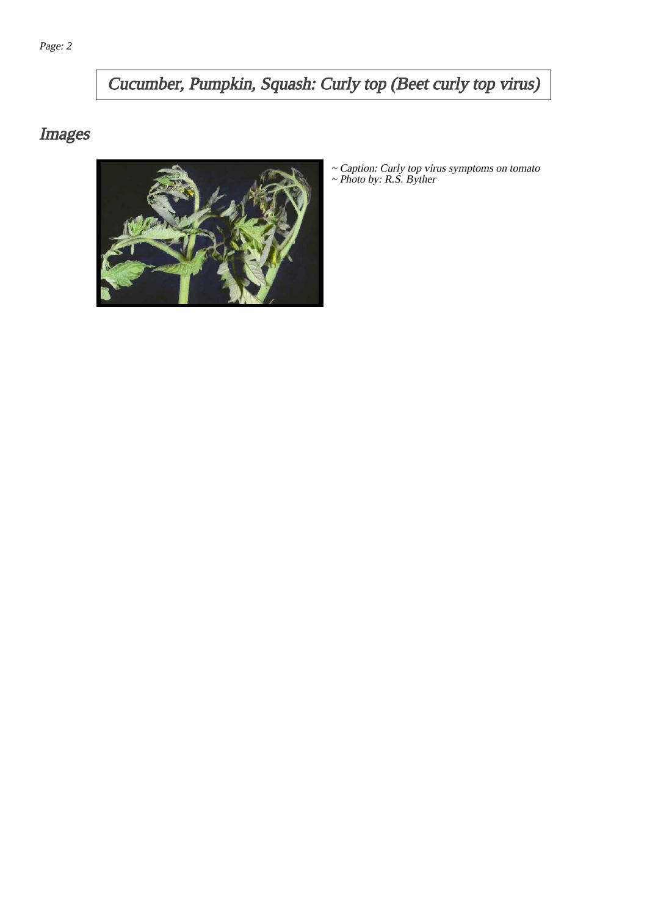# Cucumber, Pumpkin, Squash: Curly top (Beet curly top virus)

## Images

~ Caption: Curly top virus symptoms on tomato
~ Photo by: R.S. Byther